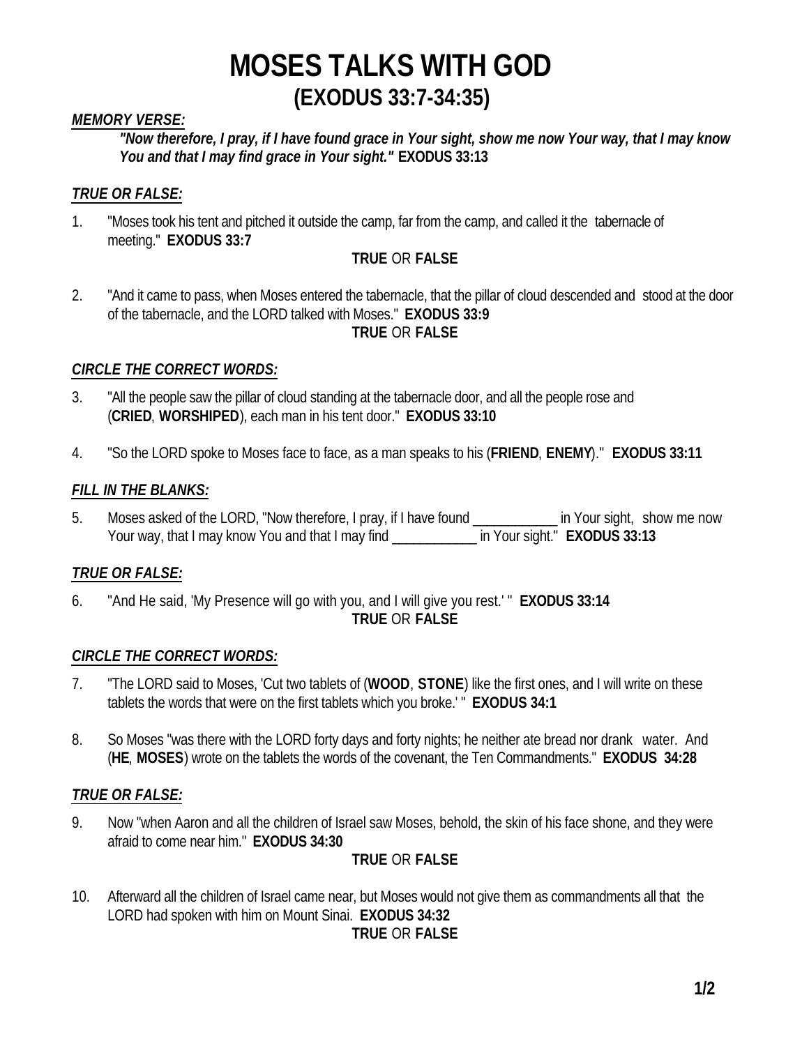# MOSES TALKS WITH GOD
## (EXODUS 33:7-34:35)

***MEMORY VERSE:***

> ***"Now therefore, I pray, if I have found grace in Your sight, show me now Your way, that I may know You and that I may find grace in Your sight."*** **EXODUS 33:13**

***TRUE OR FALSE:***

1. "Moses took his tent and pitched it outside the camp, far from the camp, and called it the tabernacle of meeting." **EXODUS 33:7**

   **TRUE** OR **FALSE**

2. "And it came to pass, when Moses entered the tabernacle, that the pillar of cloud descended and stood at the door of the tabernacle, and the LORD talked with Moses." **EXODUS 33:9**

   **TRUE** OR **FALSE**

***CIRCLE THE CORRECT WORDS:***

3. "All the people saw the pillar of cloud standing at the tabernacle door, and all the people rose and (**CRIED**, **WORSHIPED**), each man in his tent door." **EXODUS 33:10**

4. "So the LORD spoke to Moses face to face, as a man speaks to his (**FRIEND**, **ENEMY**)." **EXODUS 33:11**

***FILL IN THE BLANKS:***

5. Moses asked of the LORD, "Now therefore, I pray, if I have found ____________ in Your sight, show me now Your way, that I may know You and that I may find ____________ in Your sight." **EXODUS 33:13**

***TRUE OR FALSE:***

6. "And He said, 'My Presence will go with you, and I will give you rest.' " **EXODUS 33:14**

   **TRUE** OR **FALSE**

***CIRCLE THE CORRECT WORDS:***

7. "The LORD said to Moses, 'Cut two tablets of (**WOOD**, **STONE**) like the first ones, and I will write on these tablets the words that were on the first tablets which you broke.' " **EXODUS 34:1**

8. So Moses "was there with the LORD forty days and forty nights; he neither ate bread nor drank water. And (**HE**, **MOSES**) wrote on the tablets the words of the covenant, the Ten Commandments." **EXODUS 34:28**

***TRUE OR FALSE:***

9. Now "when Aaron and all the children of Israel saw Moses, behold, the skin of his face shone, and they were afraid to come near him." **EXODUS 34:30**

   **TRUE** OR **FALSE**

10. Afterward all the children of Israel came near, but Moses would not give them as commandments all that the LORD had spoken with him on Mount Sinai. **EXODUS 34:32**

    **TRUE** OR **FALSE**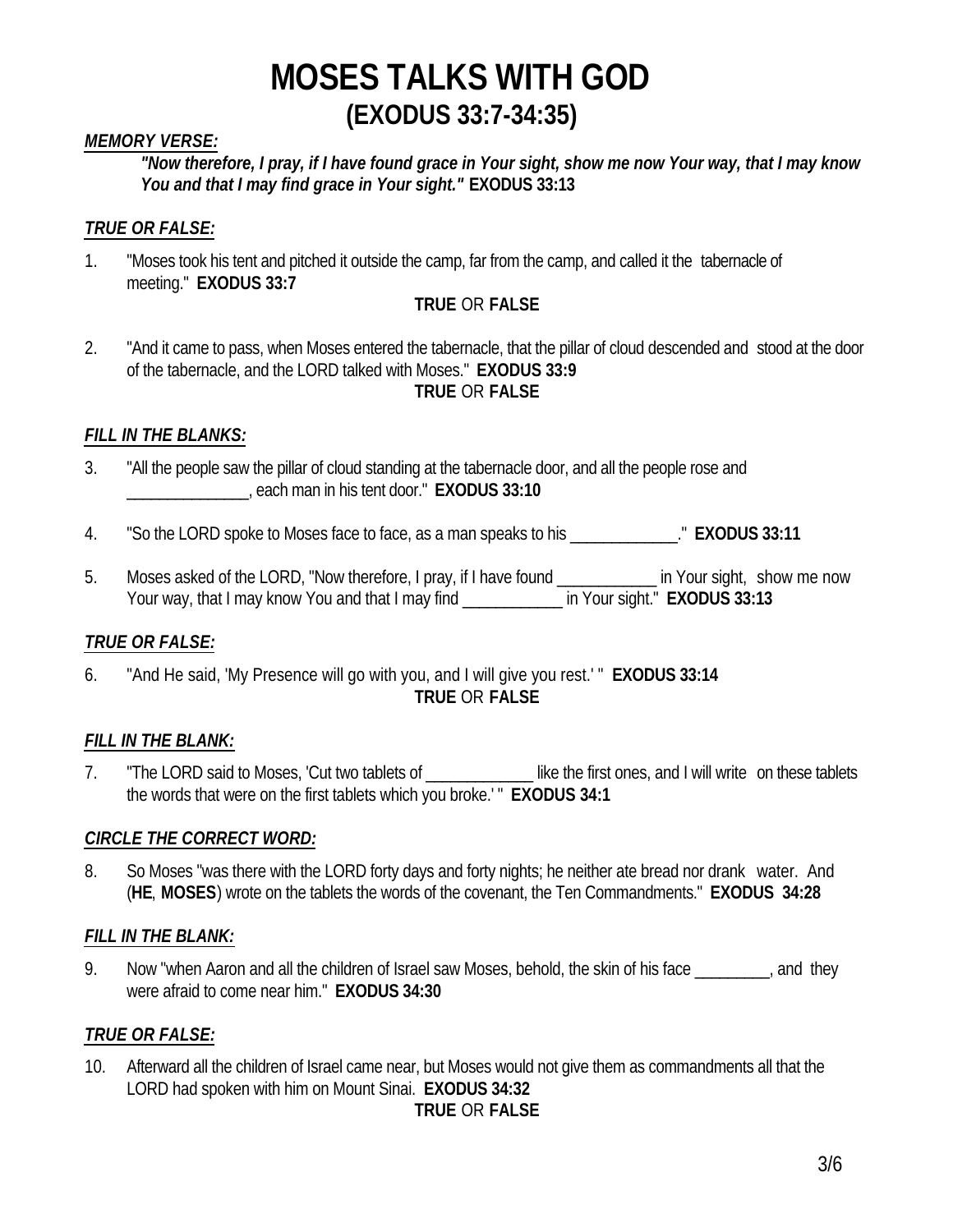# MOSES TALKS WITH GOD
## (EXODUS 33:7-34:35)

***MEMORY VERSE:***

> ***"Now therefore, I pray, if I have found grace in Your sight, show me now Your way, that I may know You and that I may find grace in Your sight."* EXODUS 33:13**

***TRUE OR FALSE:***

1. "Moses took his tent and pitched it outside the camp, far from the camp, and called it the tabernacle of meeting." **EXODUS 33:7**

   **TRUE** OR **FALSE**

2. "And it came to pass, when Moses entered the tabernacle, that the pillar of cloud descended and stood at the door of the tabernacle, and the LORD talked with Moses." **EXODUS 33:9**

   **TRUE** OR **FALSE**

***FILL IN THE BLANKS:***

3. "All the people saw the pillar of cloud standing at the tabernacle door, and all the people rose and _______________, each man in his tent door." **EXODUS 33:10**

4. "So the LORD spoke to Moses face to face, as a man speaks to his _____________." **EXODUS 33:11**

5. Moses asked of the LORD, "Now therefore, I pray, if I have found ____________ in Your sight, show me now Your way, that I may know You and that I may find ____________ in Your sight." **EXODUS 33:13**

***TRUE OR FALSE:***

6. "And He said, 'My Presence will go with you, and I will give you rest.' " **EXODUS 33:14**

   **TRUE** OR **FALSE**

***FILL IN THE BLANK:***

7. "The LORD said to Moses, 'Cut two tablets of _____________ like the first ones, and I will write on these tablets the words that were on the first tablets which you broke.' " **EXODUS 34:1**

***CIRCLE THE CORRECT WORD:***

8. So Moses "was there with the LORD forty days and forty nights; he neither ate bread nor drank water. And (**HE**, **MOSES**) wrote on the tablets the words of the covenant, the Ten Commandments." **EXODUS 34:28**

***FILL IN THE BLANK:***

9. Now "when Aaron and all the children of Israel saw Moses, behold, the skin of his face _________, and they were afraid to come near him." **EXODUS 34:30**

***TRUE OR FALSE:***

10. Afterward all the children of Israel came near, but Moses would not give them as commandments all that the LORD had spoken with him on Mount Sinai. **EXODUS 34:32**

    **TRUE** OR **FALSE**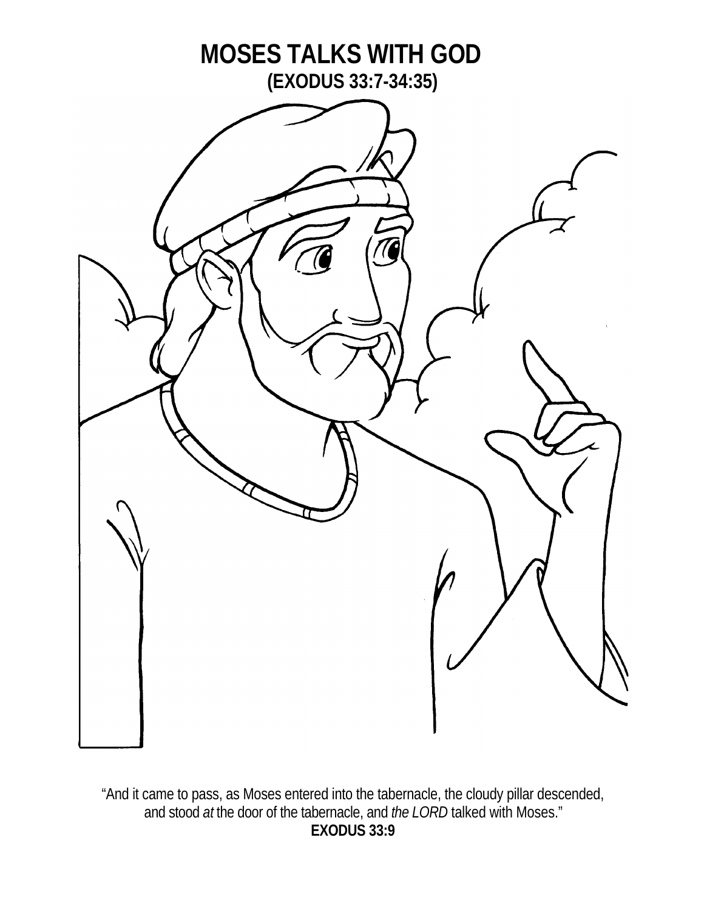# MOSES TALKS WITH GOD

## (EXODUS 33:7-34:35)

"And it came to pass, as Moses entered into the tabernacle, the cloudy pillar descended, and stood *at* the door of the tabernacle, and *the LORD* talked with Moses."

**EXODUS 33:9**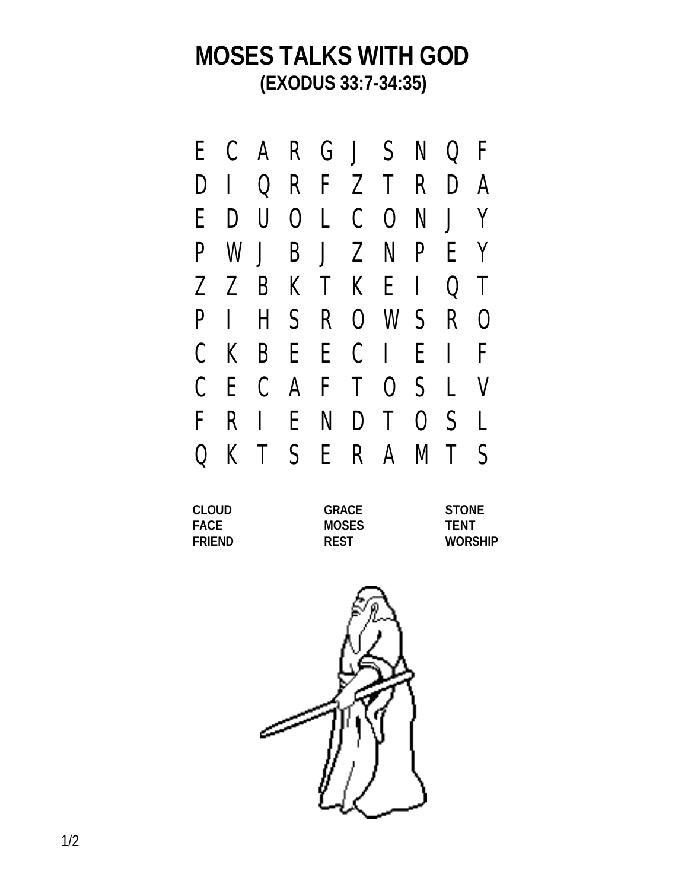# MOSES TALKS WITH GOD

## (EXODUS 33:7-34:35)

```
E C A R G J S N Q F
D I Q R F Z T R D A
E D U O L C O N J Y
P W J B J Z N P E Y
Z Z B K T K E I Q T
P I H S R O W S R O
C K B E E C I E I F
C E C A F T O S L V
F R I E N D T O S L
Q K T S E R A M T S
```

| | | |
|---|---|---|
| **CLOUD** | **GRACE** | **STONE** |
| **FACE** | **MOSES** | **TENT** |
| **FRIEND** | **REST** | **WORSHIP** |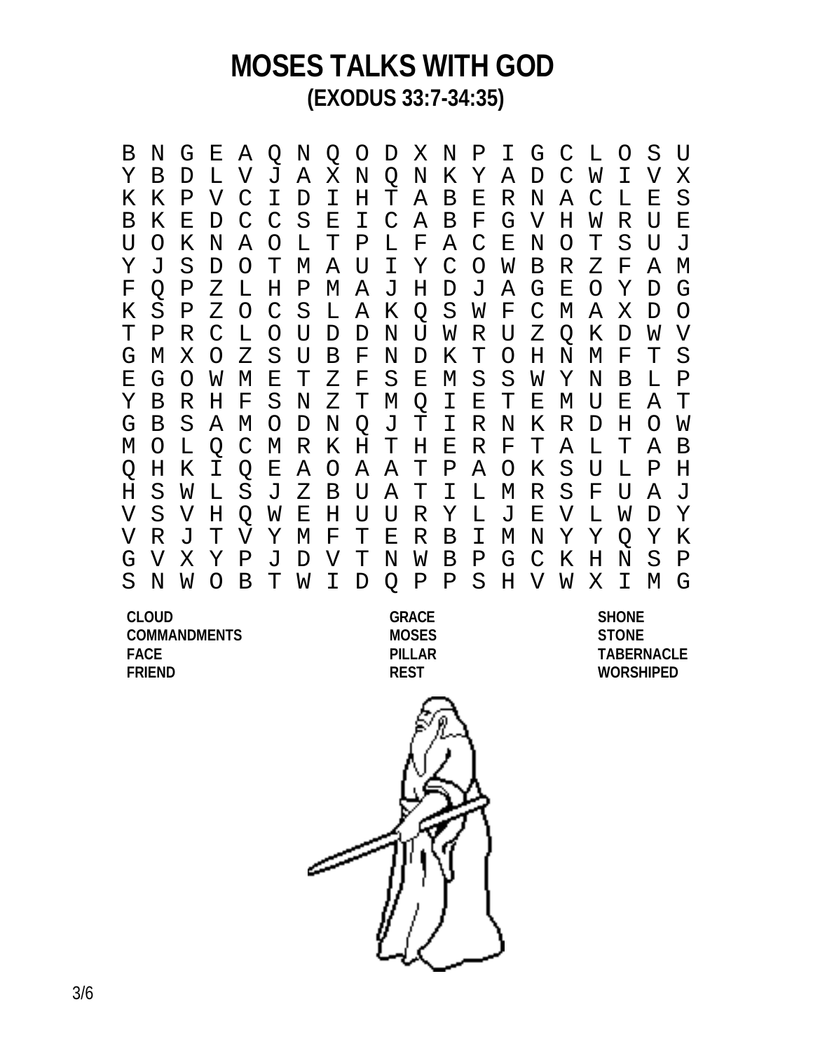# MOSES TALKS WITH GOD

## (EXODUS 33:7-34:35)

```
B N G E A Q N Q O D X N P I G C L O S U
Y B D L V J A X N Q N K Y A D C W I V X
K K P V C I D I H T A B E R N A C L E S
B K E D C C S E I C A B F G V H W R U E
U O K N A O L T P L F A C E N O T S U J
Y J S D O T M A U I Y C O W B R Z F A M
F Q P Z L H P M A J H D J A G E O Y D G
K S P Z O C S L A K Q S W F C M A X D O
T P R C L O U D D N U W R U Z Q K D W V
G M X O Z S U B F N D K T O H N M F T S
E G O W M E T Z F S E M S S W Y N B L P
Y B R H F S N Z T M Q I E T E M U E A T
G B S A M O D N Q J T I R N K R D H O W
M O L Q C M R K H T H E R F T A L T A B
Q H K I Q E A O A A T P A O K S U L P H
H S W L S J Z B U A T I L M R S F U A J
V S V H Q W E H U U R Y L J E V L W D Y
V R J T V Y M F T E R B I M N Y Y Q Y K
G V X Y P J D V T N W B P G C K H N S P
S N W O B T W I D Q P P S H V W X I M G
```

**CLOUD**
**COMMANDMENTS**
**FACE**
**FRIEND**

**GRACE**
**MOSES**
**PILLAR**
**REST**

**SHONE**
**STONE**
**TABERNACLE**
**WORSHIPED**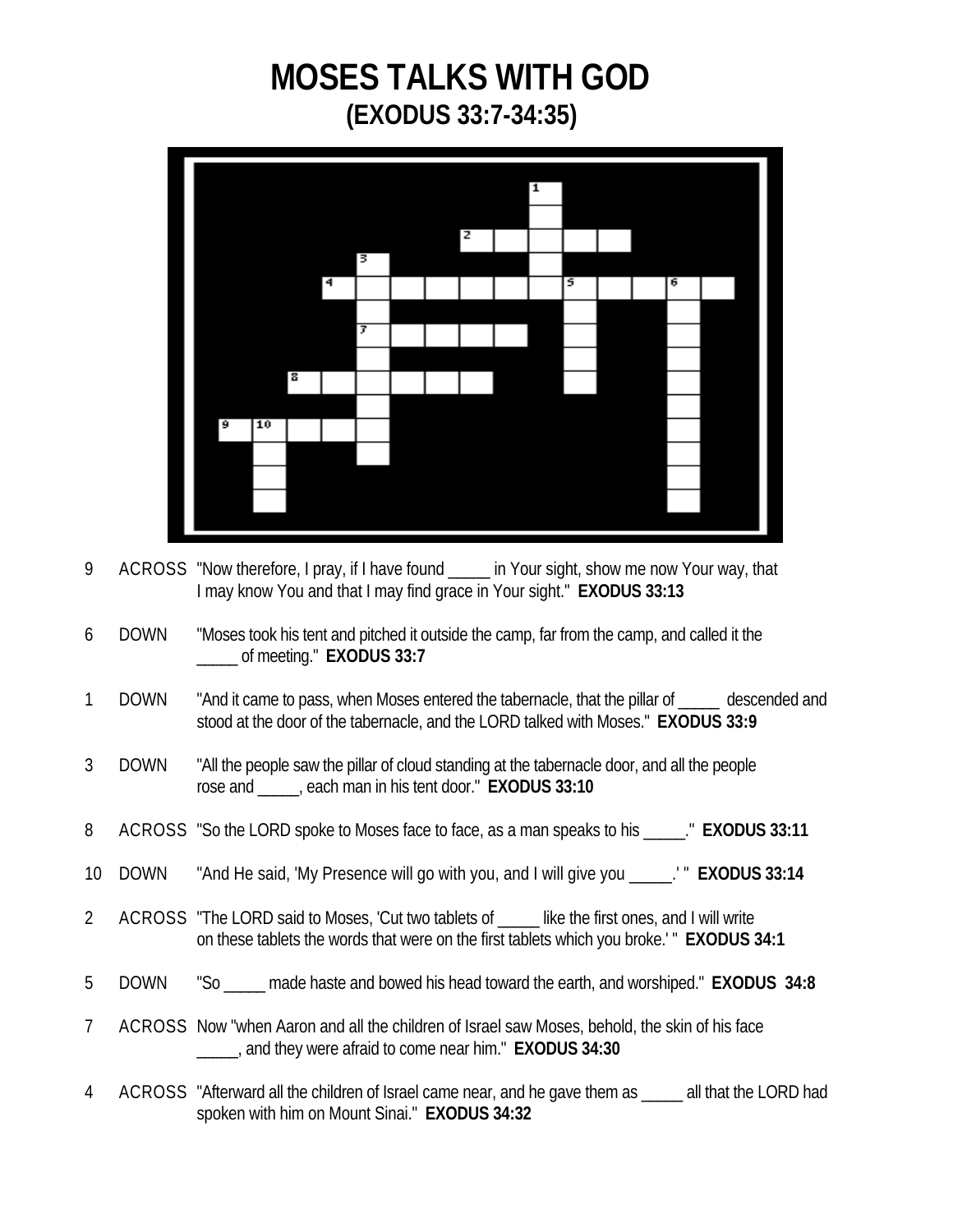# MOSES TALKS WITH GOD
## (EXODUS 33:7-34:35)

9 ACROSS "Now therefore, I pray, if I have found _____ in Your sight, show me now Your way, that I may know You and that I may find grace in Your sight." **EXODUS 33:13**

6 DOWN "Moses took his tent and pitched it outside the camp, far from the camp, and called it the _____ of meeting." **EXODUS 33:7**

1 DOWN "And it came to pass, when Moses entered the tabernacle, that the pillar of _____ descended and stood at the door of the tabernacle, and the LORD talked with Moses." **EXODUS 33:9**

3 DOWN "All the people saw the pillar of cloud standing at the tabernacle door, and all the people rose and _____, each man in his tent door." **EXODUS 33:10**

8 ACROSS "So the LORD spoke to Moses face to face, as a man speaks to his _____." **EXODUS 33:11**

10 DOWN "And He said, 'My Presence will go with you, and I will give you _____.' " **EXODUS 33:14**

2 ACROSS "The LORD said to Moses, 'Cut two tablets of _____ like the first ones, and I will write on these tablets the words that were on the first tablets which you broke.' " **EXODUS 34:1**

5 DOWN "So _____ made haste and bowed his head toward the earth, and worshiped." **EXODUS 34:8**

7 ACROSS Now "when Aaron and all the children of Israel saw Moses, behold, the skin of his face _____, and they were afraid to come near him." **EXODUS 34:30**

4 ACROSS "Afterward all the children of Israel came near, and he gave them as _____ all that the LORD had spoken with him on Mount Sinai." **EXODUS 34:32**